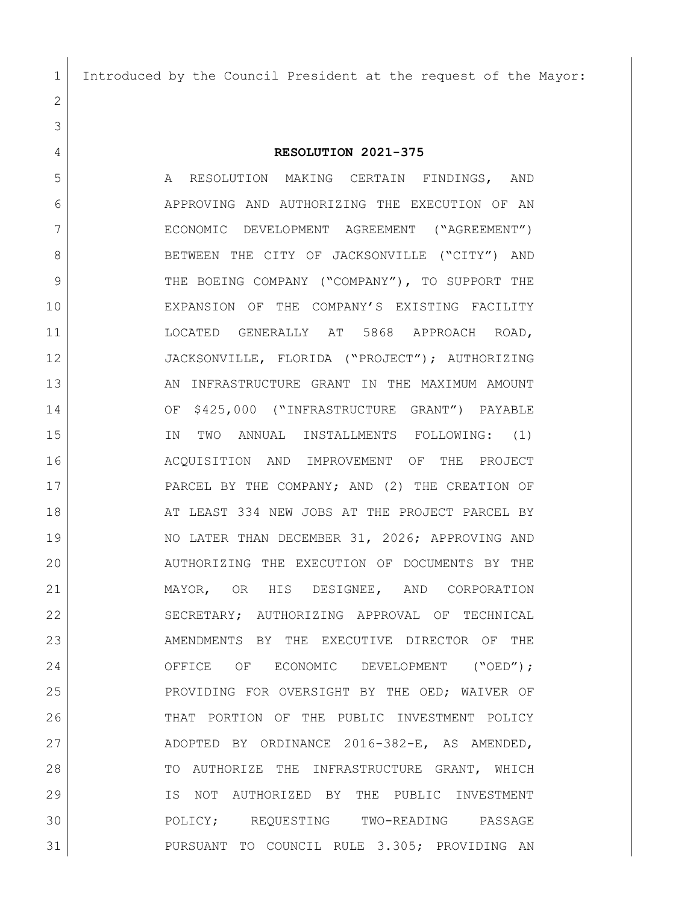Introduced by the Council President at the request of the Mayor:

**RESOLUTION 2021-375**

A RESOLUTION MAKING CERTAIN FINDINGS, AND APPROVING AND AUTHORIZING THE EXECUTION OF AN ECONOMIC DEVELOPMENT AGREEMENT ("AGREEMENT") BETWEEN THE CITY OF JACKSONVILLE ("CITY") AND THE BOEING COMPANY ("COMPANY"), TO SUPPORT THE EXPANSION OF THE COMPANY'S EXISTING FACILITY LOCATED GENERALLY AT 5868 APPROACH ROAD, JACKSONVILLE, FLORIDA ("PROJECT"); AUTHORIZING AN INFRASTRUCTURE GRANT IN THE MAXIMUM AMOUNT OF $425,000 ("INFRASTRUCTURE GRANT") PAYABLE IN TWO ANNUAL INSTALLMENTS FOLLOWING: (1) ACQUISITION AND IMPROVEMENT OF THE PROJECT PARCEL BY THE COMPANY; AND (2) THE CREATION OF AT LEAST 334 NEW JOBS AT THE PROJECT PARCEL BY NO LATER THAN DECEMBER 31, 2026; APPROVING AND AUTHORIZING THE EXECUTION OF DOCUMENTS BY THE MAYOR, OR HIS DESIGNEE, AND CORPORATION SECRETARY; AUTHORIZING APPROVAL OF TECHNICAL AMENDMENTS BY THE EXECUTIVE DIRECTOR OF THE OFFICE OF ECONOMIC DEVELOPMENT ("OED"); PROVIDING FOR OVERSIGHT BY THE OED; WAIVER OF THAT PORTION OF THE PUBLIC INVESTMENT POLICY ADOPTED BY ORDINANCE 2016-382-E, AS AMENDED, TO AUTHORIZE THE INFRASTRUCTURE GRANT, WHICH IS NOT AUTHORIZED BY THE PUBLIC INVESTMENT POLICY; REQUESTING TWO-READING PASSAGE PURSUANT TO COUNCIL RULE 3.305; PROVIDING AN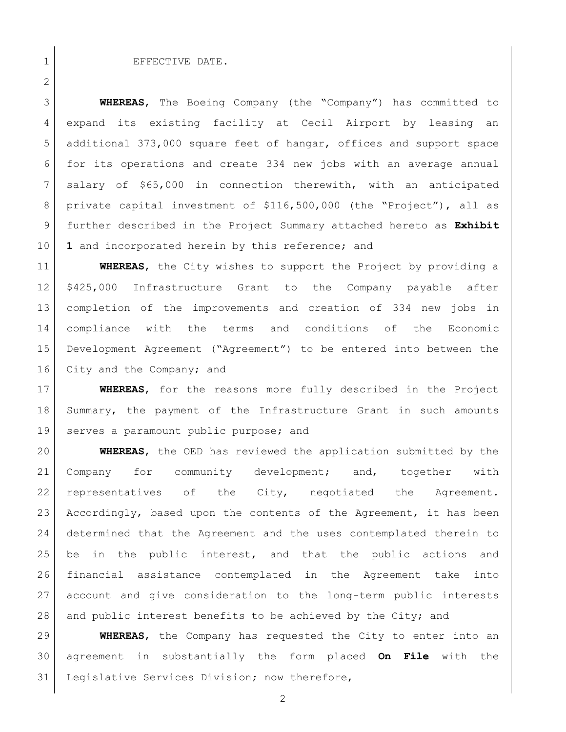EFFECTIVE DATE.

**WHEREAS**, The Boeing Company (the "Company") has committed to expand its existing facility at Cecil Airport by leasing an additional 373,000 square feet of hangar, offices and support space for its operations and create 334 new jobs with an average annual salary of $65,000 in connection therewith, with an anticipated private capital investment of $116,500,000 (the "Project"), all as further described in the Project Summary attached hereto as **Exhibit 1** and incorporated herein by this reference; and

**WHEREAS**, the City wishes to support the Project by providing a $425,000 Infrastructure Grant to the Company payable after completion of the improvements and creation of 334 new jobs in compliance with the terms and conditions of the Economic Development Agreement ("Agreement") to be entered into between the City and the Company; and

**WHEREAS**, for the reasons more fully described in the Project Summary, the payment of the Infrastructure Grant in such amounts serves a paramount public purpose; and

**WHEREAS**, the OED has reviewed the application submitted by the Company for community development; and, together with representatives of the City, negotiated the Agreement. Accordingly, based upon the contents of the Agreement, it has been determined that the Agreement and the uses contemplated therein to be in the public interest, and that the public actions and financial assistance contemplated in the Agreement take into account and give consideration to the long-term public interests and public interest benefits to be achieved by the City; and

**WHEREAS**, the Company has requested the City to enter into an agreement in substantially the form placed **On File** with the Legislative Services Division; now therefore,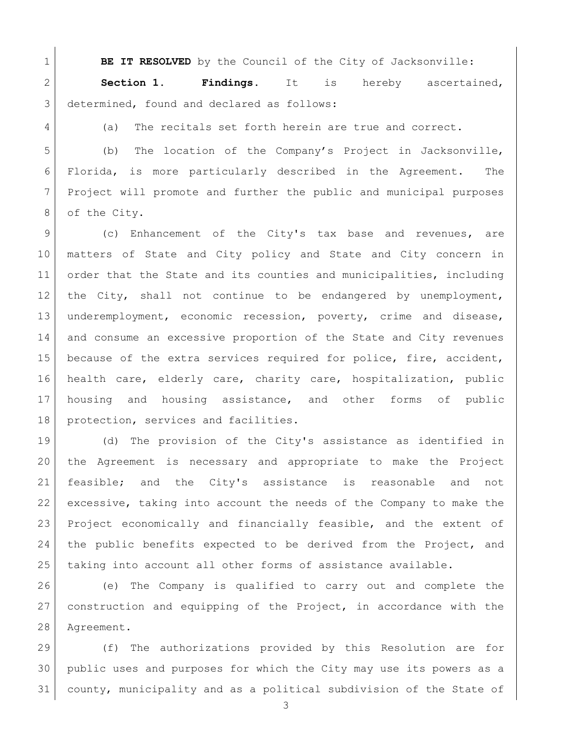**BE IT RESOLVED** by the Council of the City of Jacksonville:

**Section 1. Findings.** It is hereby ascertained, determined, found and declared as follows:

(a) The recitals set forth herein are true and correct.

(b) The location of the Company's Project in Jacksonville, Florida, is more particularly described in the Agreement. The Project will promote and further the public and municipal purposes of the City.

(c) Enhancement of the City's tax base and revenues, are matters of State and City policy and State and City concern in order that the State and its counties and municipalities, including the City, shall not continue to be endangered by unemployment, underemployment, economic recession, poverty, crime and disease, and consume an excessive proportion of the State and City revenues because of the extra services required for police, fire, accident, health care, elderly care, charity care, hospitalization, public housing and housing assistance, and other forms of public protection, services and facilities.

(d) The provision of the City's assistance as identified in the Agreement is necessary and appropriate to make the Project feasible; and the City's assistance is reasonable and not excessive, taking into account the needs of the Company to make the Project economically and financially feasible, and the extent of the public benefits expected to be derived from the Project, and taking into account all other forms of assistance available.

(e) The Company is qualified to carry out and complete the construction and equipping of the Project, in accordance with the Agreement.

(f) The authorizations provided by this Resolution are for public uses and purposes for which the City may use its powers as a county, municipality and as a political subdivision of the State of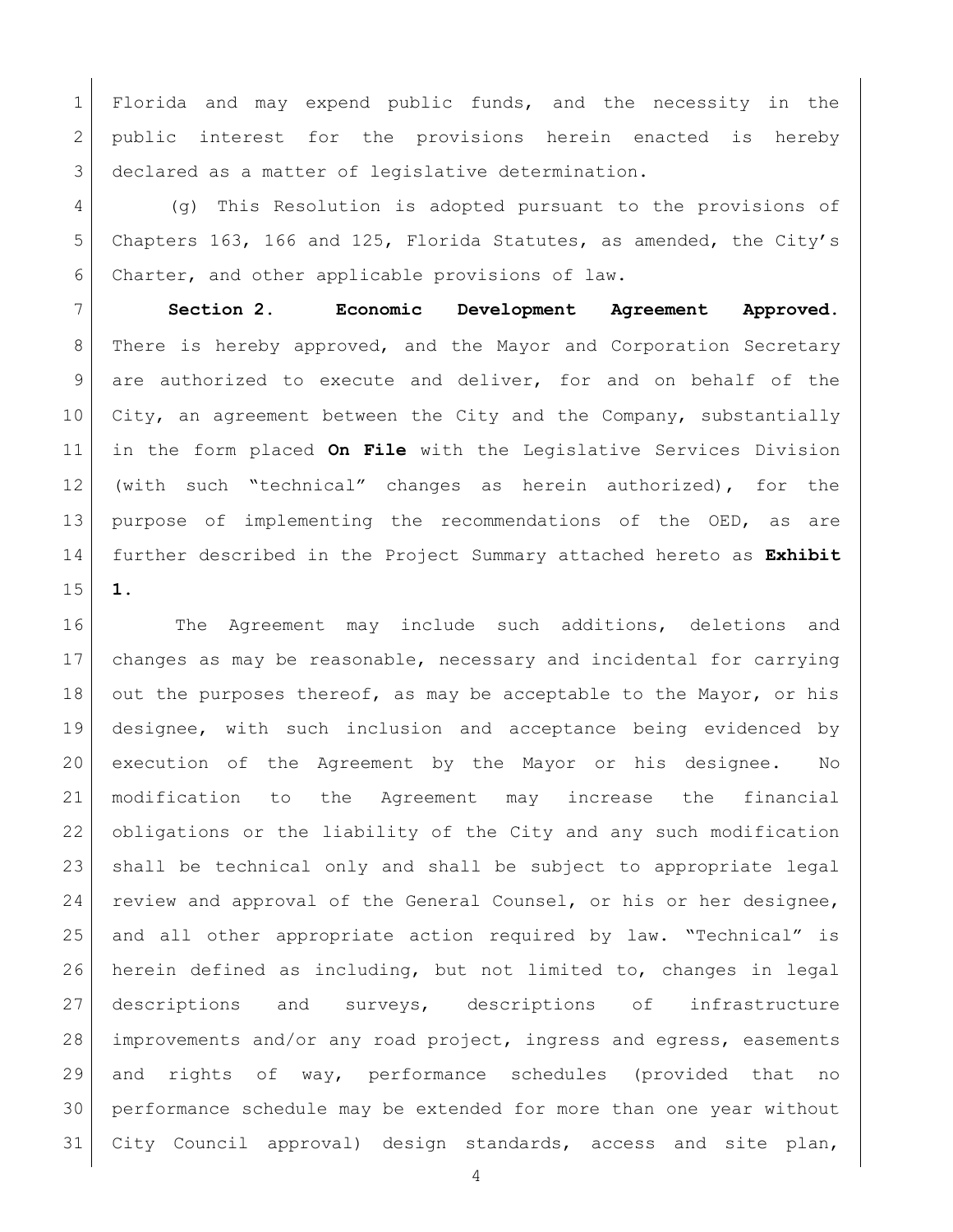Florida and may expend public funds, and the necessity in the public interest for the provisions herein enacted is hereby declared as a matter of legislative determination.

(g) This Resolution is adopted pursuant to the provisions of Chapters 163, 166 and 125, Florida Statutes, as amended, the City's Charter, and other applicable provisions of law.

**Section 2. Economic Development Agreement Approved.** There is hereby approved, and the Mayor and Corporation Secretary are authorized to execute and deliver, for and on behalf of the City, an agreement between the City and the Company, substantially in the form placed **On File** with the Legislative Services Division (with such "technical" changes as herein authorized), for the purpose of implementing the recommendations of the OED, as are further described in the Project Summary attached hereto as **Exhibit 1**.

The Agreement may include such additions, deletions and changes as may be reasonable, necessary and incidental for carrying out the purposes thereof, as may be acceptable to the Mayor, or his designee, with such inclusion and acceptance being evidenced by execution of the Agreement by the Mayor or his designee. No modification to the Agreement may increase the financial obligations or the liability of the City and any such modification shall be technical only and shall be subject to appropriate legal review and approval of the General Counsel, or his or her designee, and all other appropriate action required by law. "Technical" is herein defined as including, but not limited to, changes in legal descriptions and surveys, descriptions of infrastructure improvements and/or any road project, ingress and egress, easements and rights of way, performance schedules (provided that no performance schedule may be extended for more than one year without City Council approval) design standards, access and site plan,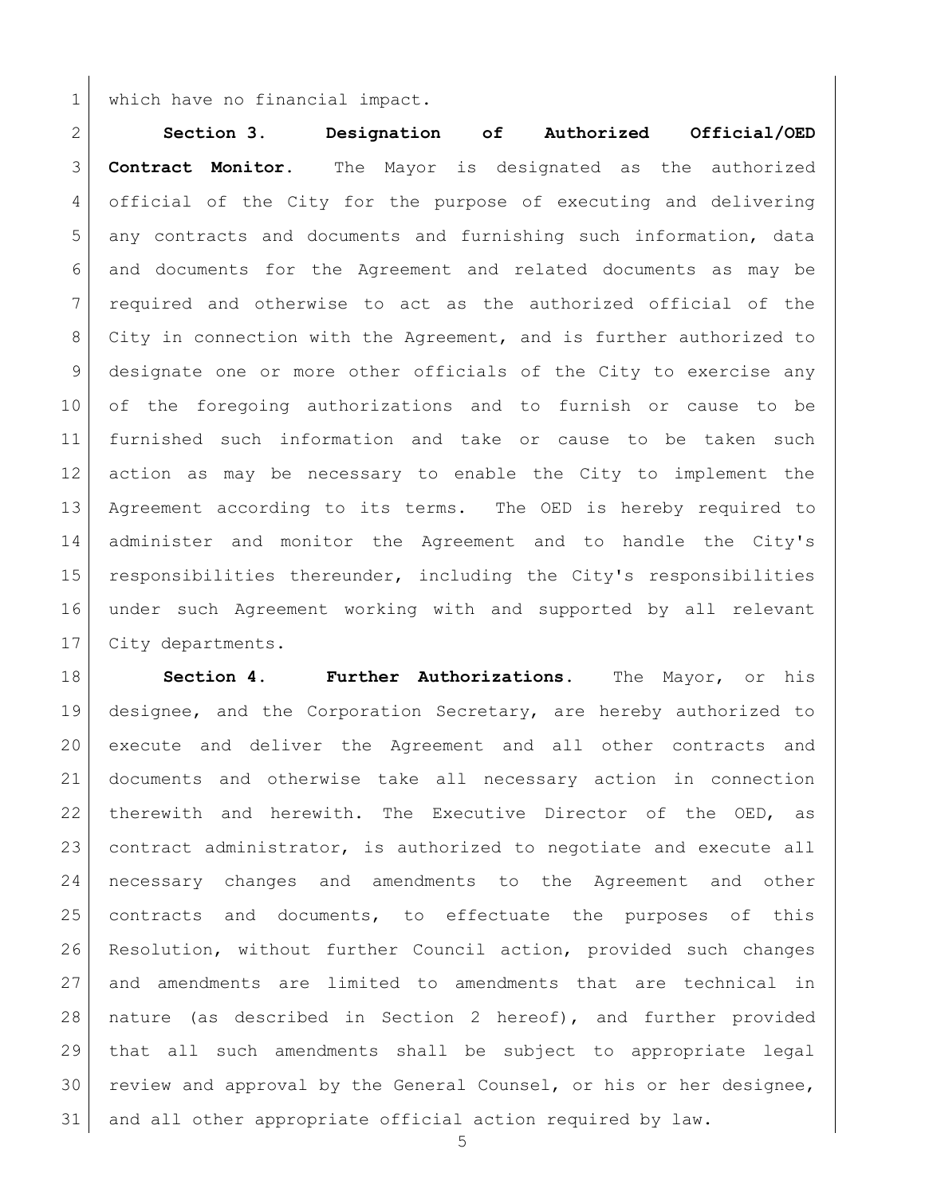which have no financial impact.

**Section 3. Designation of Authorized Official/OED Contract Monitor.** The Mayor is designated as the authorized official of the City for the purpose of executing and delivering any contracts and documents and furnishing such information, data and documents for the Agreement and related documents as may be required and otherwise to act as the authorized official of the City in connection with the Agreement, and is further authorized to designate one or more other officials of the City to exercise any of the foregoing authorizations and to furnish or cause to be furnished such information and take or cause to be taken such action as may be necessary to enable the City to implement the Agreement according to its terms. The OED is hereby required to administer and monitor the Agreement and to handle the City's responsibilities thereunder, including the City's responsibilities under such Agreement working with and supported by all relevant City departments.

**Section 4. Further Authorizations.** The Mayor, or his designee, and the Corporation Secretary, are hereby authorized to execute and deliver the Agreement and all other contracts and documents and otherwise take all necessary action in connection therewith and herewith. The Executive Director of the OED, as contract administrator, is authorized to negotiate and execute all necessary changes and amendments to the Agreement and other contracts and documents, to effectuate the purposes of this Resolution, without further Council action, provided such changes and amendments are limited to amendments that are technical in nature (as described in Section 2 hereof), and further provided that all such amendments shall be subject to appropriate legal review and approval by the General Counsel, or his or her designee, and all other appropriate official action required by law.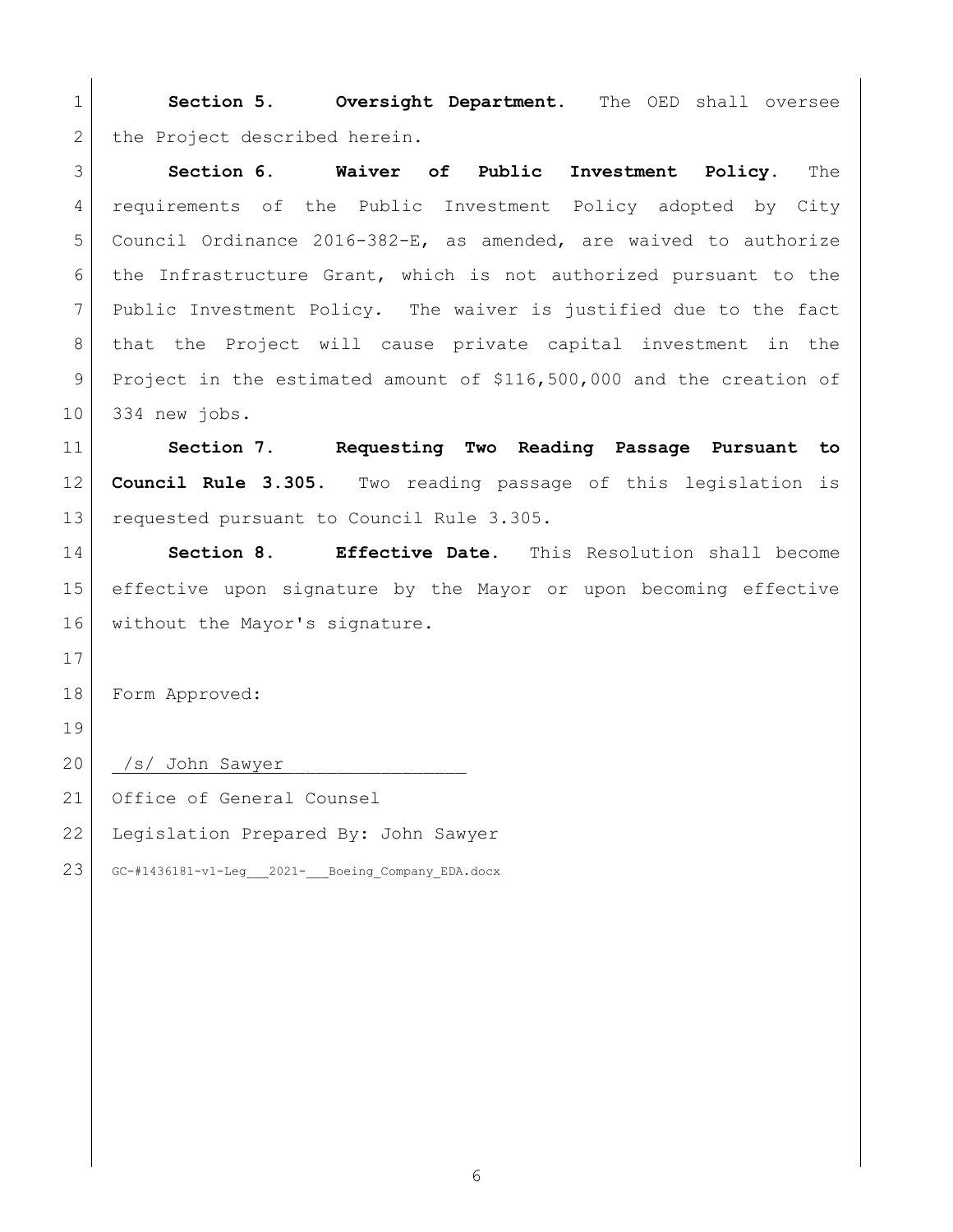**Section 5. Oversight Department.** The OED shall oversee the Project described herein.

**Section 6. Waiver of Public Investment Policy.** The requirements of the Public Investment Policy adopted by City Council Ordinance 2016-382-E, as amended, are waived to authorize the Infrastructure Grant, which is not authorized pursuant to the Public Investment Policy. The waiver is justified due to the fact that the Project will cause private capital investment in the Project in the estimated amount of $116,500,000 and the creation of 334 new jobs.

**Section 7. Requesting Two Reading Passage Pursuant to Council Rule 3.305.** Two reading passage of this legislation is requested pursuant to Council Rule 3.305.

**Section 8. Effective Date.** This Resolution shall become effective upon signature by the Mayor or upon becoming effective without the Mayor's signature.

Form Approved:

/s/ John Sawyer

Office of General Counsel

Legislation Prepared By: John Sawyer

GC-#1436181-v1-Leg___2021-___Boeing_Company_EDA.docx